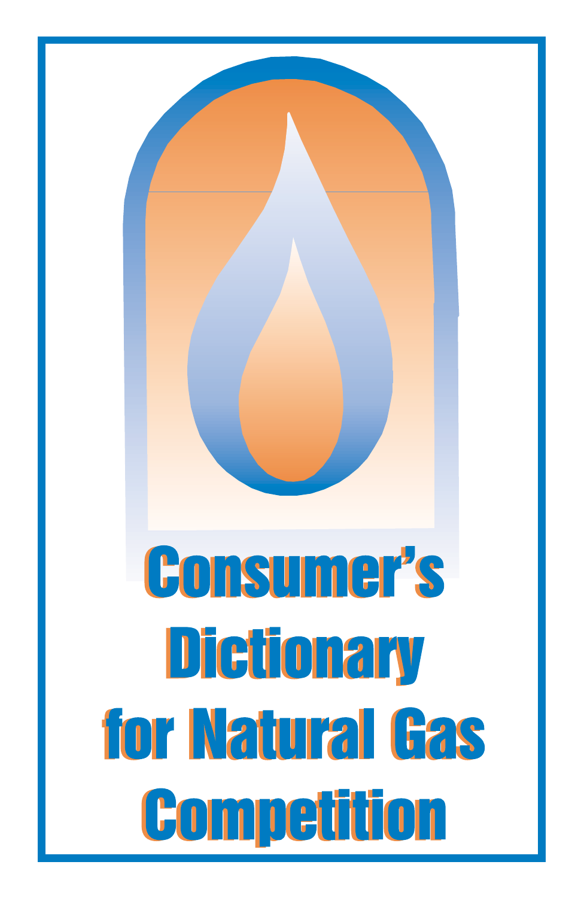# Consumer's Dictionary for Natural Gas Competition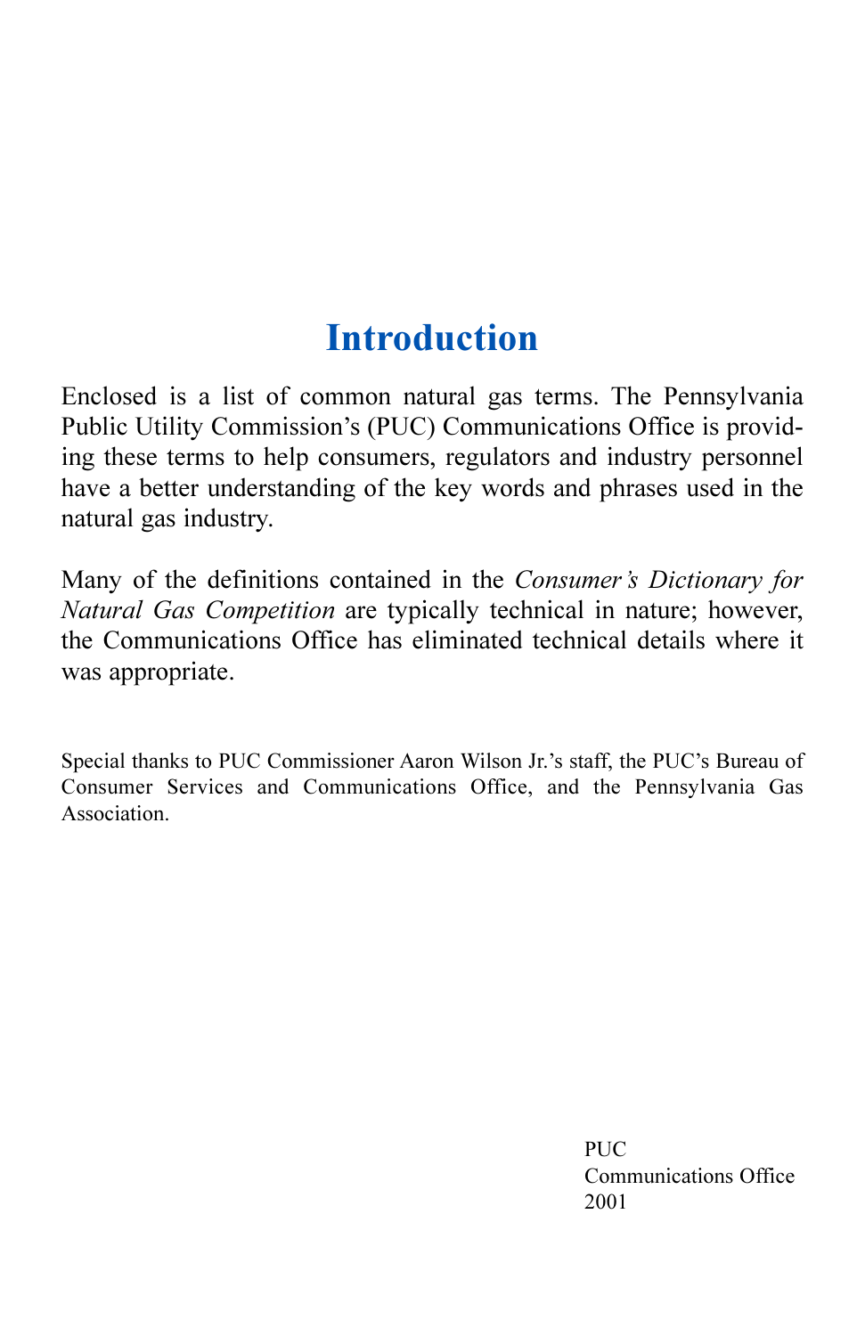# Introduction

Enclosed is a list of common natural gas terms. The Pennsylvania Public Utility Commission's (PUC) Communications Office is providing these terms to help consumers, regulators and industry personnel have a better understanding of the key words and phrases used in the natural gas industry.

Many of the definitions contained in the *Consumer's Dictionary for Natural Gas Competition* are typically technical in nature; however, the Communications Office has eliminated technical details where it was appropriate.

Special thanks to PUC Commissioner Aaron Wilson Jr.'s staff, the PUC's Bureau of Consumer Services and Communications Office, and the Pennsylvania Gas Association.

PUC  
Communications Office  
2001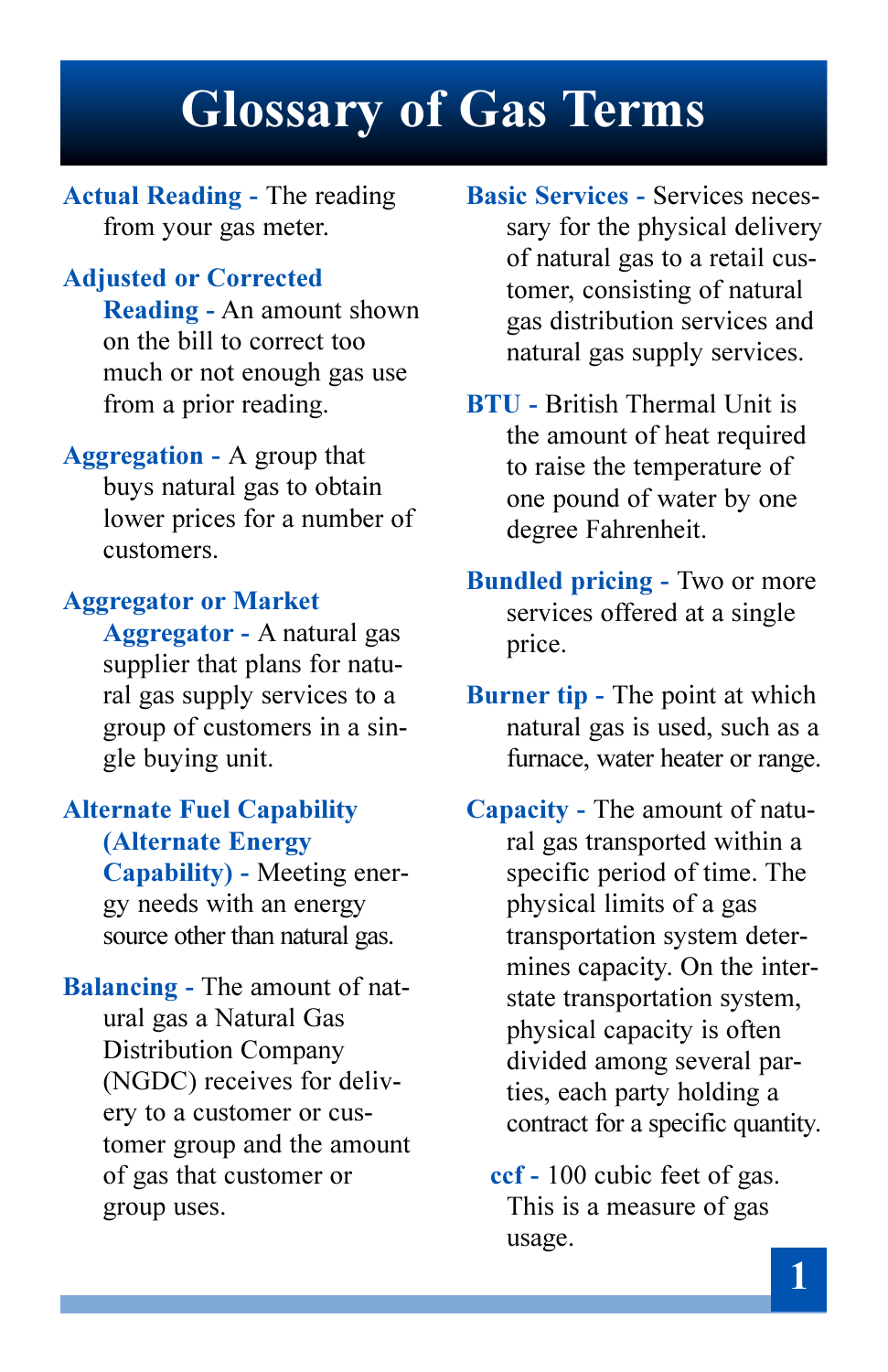# Glossary of Gas Terms

**Actual Reading -** The reading from your gas meter.

**Adjusted or Corrected Reading -** An amount shown on the bill to correct too much or not enough gas use from a prior reading.

**Aggregation -** A group that buys natural gas to obtain lower prices for a number of customers.

**Aggregator or Market Aggregator -** A natural gas supplier that plans for natural gas supply services to a group of customers in a single buying unit.

**Alternate Fuel Capability (Alternate Energy Capability) -** Meeting energy needs with an energy source other than natural gas.

**Balancing -** The amount of natural gas a Natural Gas Distribution Company (NGDC) receives for delivery to a customer or customer group and the amount of gas that customer or group uses.

**Basic Services -** Services necessary for the physical delivery of natural gas to a retail customer, consisting of natural gas distribution services and natural gas supply services.

**BTU -** British Thermal Unit is the amount of heat required to raise the temperature of one pound of water by one degree Fahrenheit.

**Bundled pricing -** Two or more services offered at a single price.

**Burner tip -** The point at which natural gas is used, such as a furnace, water heater or range.

**Capacity -** The amount of natural gas transported within a specific period of time. The physical limits of a gas transportation system determines capacity. On the interstate transportation system, physical capacity is often divided among several parties, each party holding a contract for a specific quantity.

**ccf -** 100 cubic feet of gas. This is a measure of gas usage.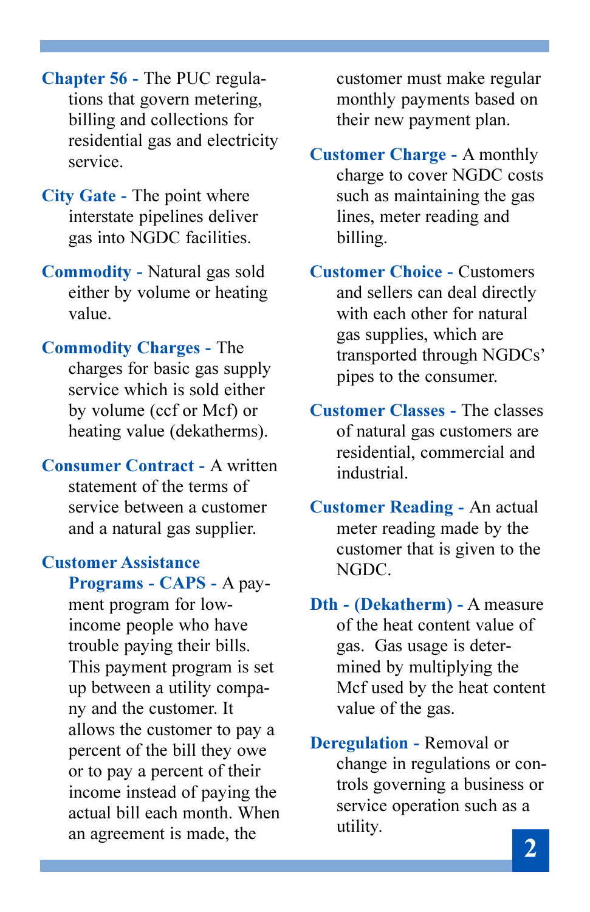**Chapter 56 -** The PUC regulations that govern metering, billing and collections for residential gas and electricity service.

**City Gate -** The point where interstate pipelines deliver gas into NGDC facilities.

**Commodity -** Natural gas sold either by volume or heating value.

**Commodity Charges -** The charges for basic gas supply service which is sold either by volume (ccf or Mcf) or heating value (dekatherms).

**Consumer Contract -** A written statement of the terms of service between a customer and a natural gas supplier.

**Customer Assistance Programs - CAPS -** A payment program for low-income people who have trouble paying their bills. This payment program is set up between a utility company and the customer. It allows the customer to pay a percent of the bill they owe or to pay a percent of their income instead of paying the actual bill each month. When an agreement is made, the customer must make regular monthly payments based on their new payment plan.

**Customer Charge -** A monthly charge to cover NGDC costs such as maintaining the gas lines, meter reading and billing.

**Customer Choice -** Customers and sellers can deal directly with each other for natural gas supplies, which are transported through NGDCs' pipes to the consumer.

**Customer Classes -** The classes of natural gas customers are residential, commercial and industrial.

**Customer Reading -** An actual meter reading made by the customer that is given to the NGDC.

**Dth - (Dekatherm) -** A measure of the heat content value of gas. Gas usage is determined by multiplying the Mcf used by the heat content value of the gas.

**Deregulation -** Removal or change in regulations or controls governing a business or service operation such as a utility.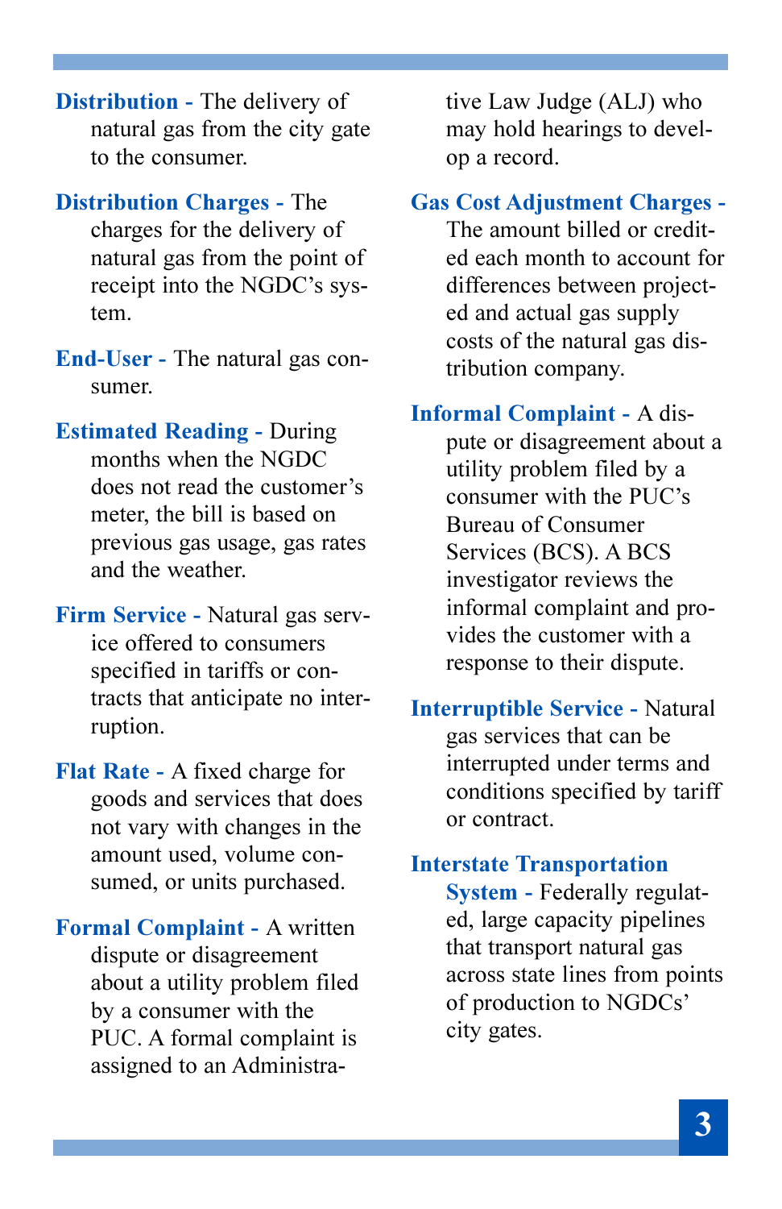**Distribution -** The delivery of natural gas from the city gate to the consumer.

**Distribution Charges -** The charges for the delivery of natural gas from the point of receipt into the NGDC's system.

**End-User -** The natural gas consumer.

**Estimated Reading -** During months when the NGDC does not read the customer's meter, the bill is based on previous gas usage, gas rates and the weather.

**Firm Service -** Natural gas service offered to consumers specified in tariffs or contracts that anticipate no interruption.

**Flat Rate -** A fixed charge for goods and services that does not vary with changes in the amount used, volume consumed, or units purchased.

**Formal Complaint -** A written dispute or disagreement about a utility problem filed by a consumer with the PUC. A formal complaint is assigned to an Administrative Law Judge (ALJ) who may hold hearings to develop a record.

**Gas Cost Adjustment Charges -** The amount billed or credited each month to account for differences between projected and actual gas supply costs of the natural gas distribution company.

**Informal Complaint -** A dispute or disagreement about a utility problem filed by a consumer with the PUC's Bureau of Consumer Services (BCS). A BCS investigator reviews the informal complaint and provides the customer with a response to their dispute.

**Interruptible Service -** Natural gas services that can be interrupted under terms and conditions specified by tariff or contract.

**Interstate Transportation System -** Federally regulated, large capacity pipelines that transport natural gas across state lines from points of production to NGDCs' city gates.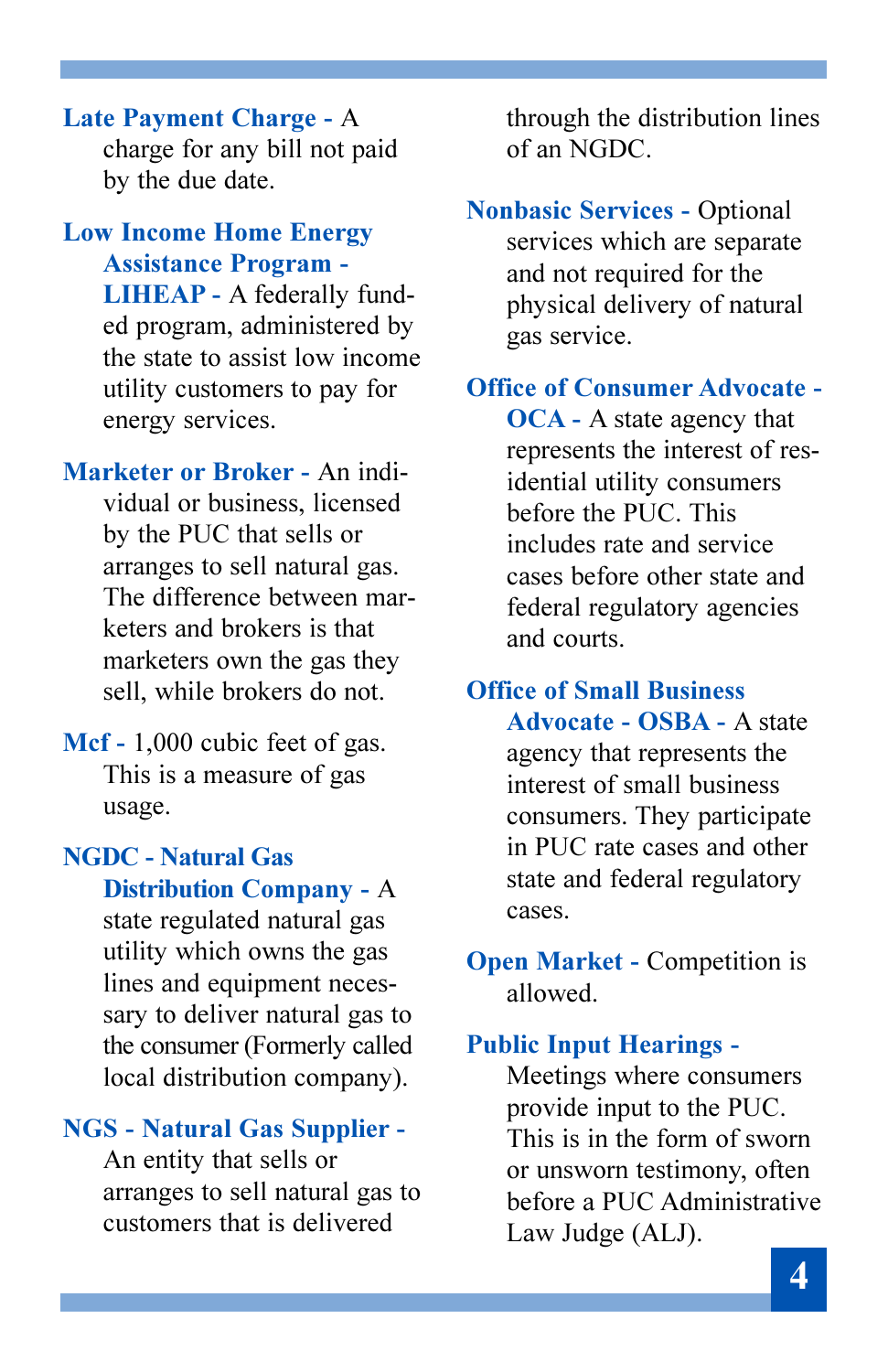**Late Payment Charge -** A charge for any bill not paid by the due date.

**Low Income Home Energy Assistance Program - LIHEAP -** A federally funded program, administered by the state to assist low income utility customers to pay for energy services.

**Marketer or Broker -** An individual or business, licensed by the PUC that sells or arranges to sell natural gas. The difference between marketers and brokers is that marketers own the gas they sell, while brokers do not.

**Mcf -** 1,000 cubic feet of gas. This is a measure of gas usage.

**NGDC - Natural Gas Distribution Company -** A state regulated natural gas utility which owns the gas lines and equipment necessary to deliver natural gas to the consumer (Formerly called local distribution company).

**NGS - Natural Gas Supplier -** An entity that sells or arranges to sell natural gas to customers that is delivered through the distribution lines of an NGDC.

**Nonbasic Services -** Optional services which are separate and not required for the physical delivery of natural gas service.

**Office of Consumer Advocate - OCA -** A state agency that represents the interest of residential utility consumers before the PUC. This includes rate and service cases before other state and federal regulatory agencies and courts.

**Office of Small Business Advocate - OSBA -** A state agency that represents the interest of small business consumers. They participate in PUC rate cases and other state and federal regulatory cases.

**Open Market -** Competition is allowed.

**Public Input Hearings -** Meetings where consumers provide input to the PUC. This is in the form of sworn or unsworn testimony, often before a PUC Administrative Law Judge (ALJ).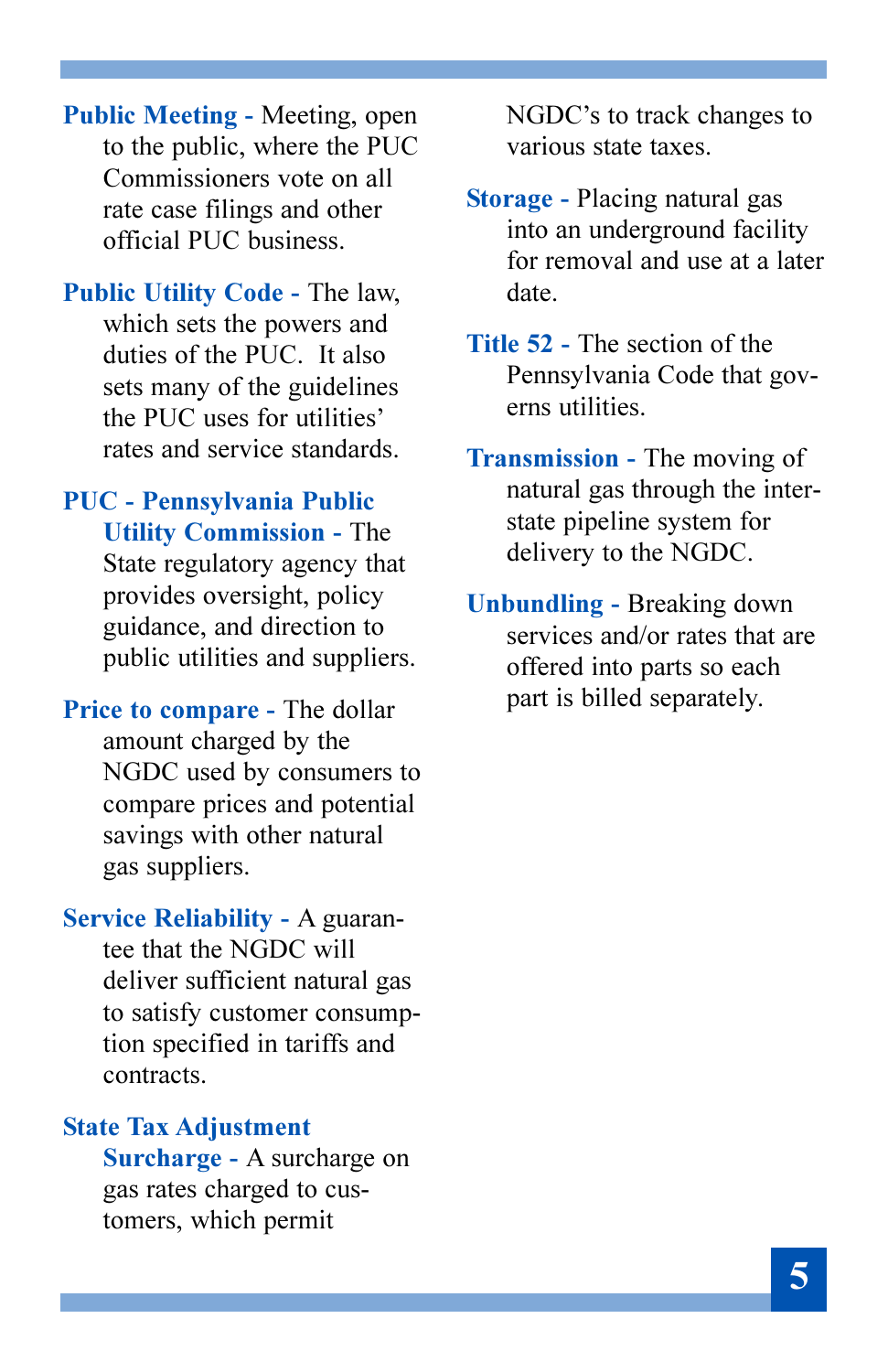**Public Meeting -** Meeting, open to the public, where the PUC Commissioners vote on all rate case filings and other official PUC business.

**Public Utility Code -** The law, which sets the powers and duties of the PUC. It also sets many of the guidelines the PUC uses for utilities' rates and service standards.

**PUC - Pennsylvania Public Utility Commission -** The State regulatory agency that provides oversight, policy guidance, and direction to public utilities and suppliers.

**Price to compare -** The dollar amount charged by the NGDC used by consumers to compare prices and potential savings with other natural gas suppliers.

**Service Reliability -** A guarantee that the NGDC will deliver sufficient natural gas to satisfy customer consumption specified in tariffs and contracts.

**State Tax Adjustment Surcharge -** A surcharge on gas rates charged to customers, which permit NGDC's to track changes to various state taxes.

**Storage -** Placing natural gas into an underground facility for removal and use at a later date.

**Title 52 -** The section of the Pennsylvania Code that governs utilities.

**Transmission -** The moving of natural gas through the interstate pipeline system for delivery to the NGDC.

**Unbundling -** Breaking down services and/or rates that are offered into parts so each part is billed separately.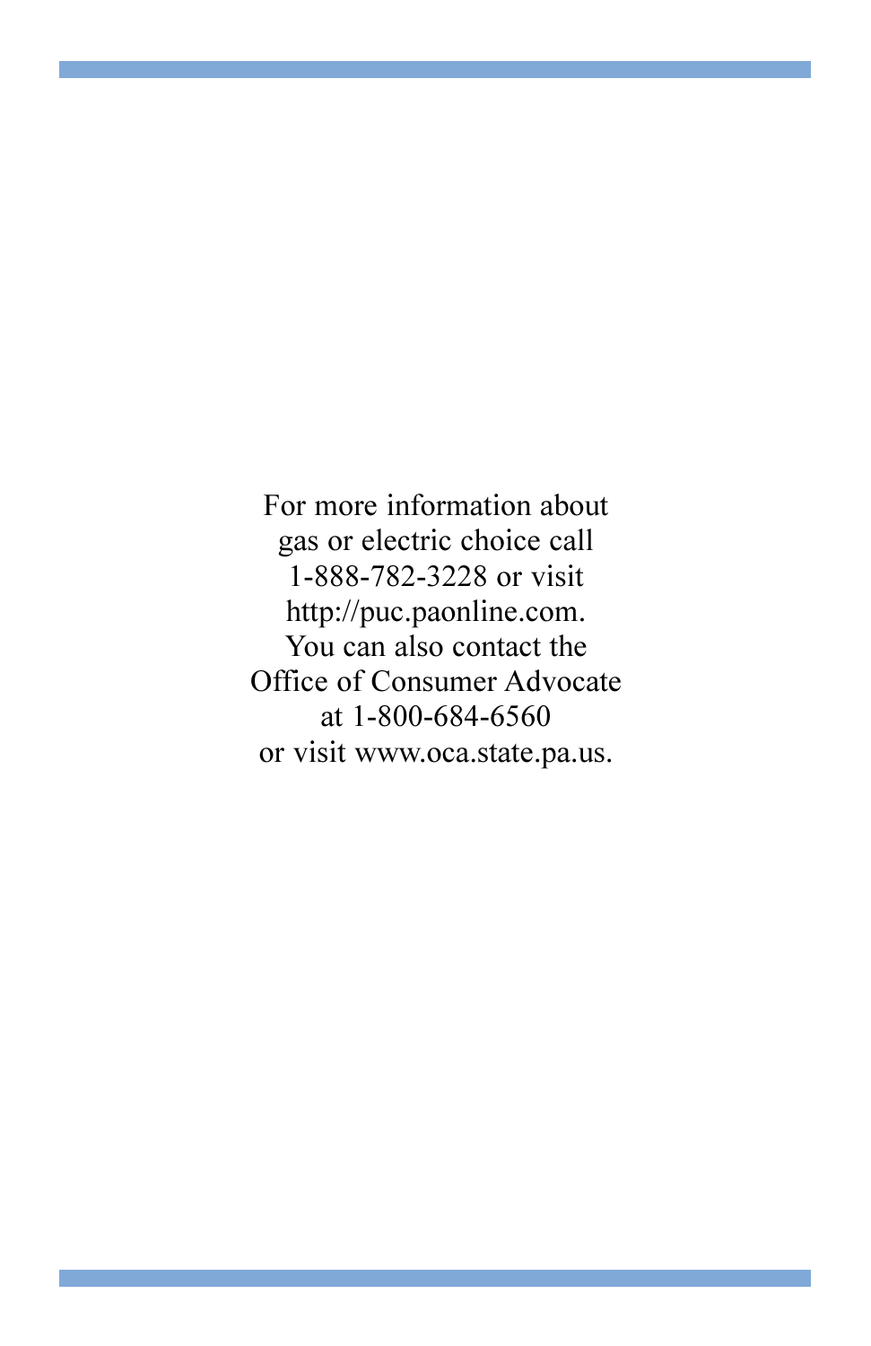For more information about
gas or electric choice call
1-888-782-3228 or visit
http://puc.paonline.com.
You can also contact the
Office of Consumer Advocate
at 1-800-684-6560
or visit www.oca.state.pa.us.